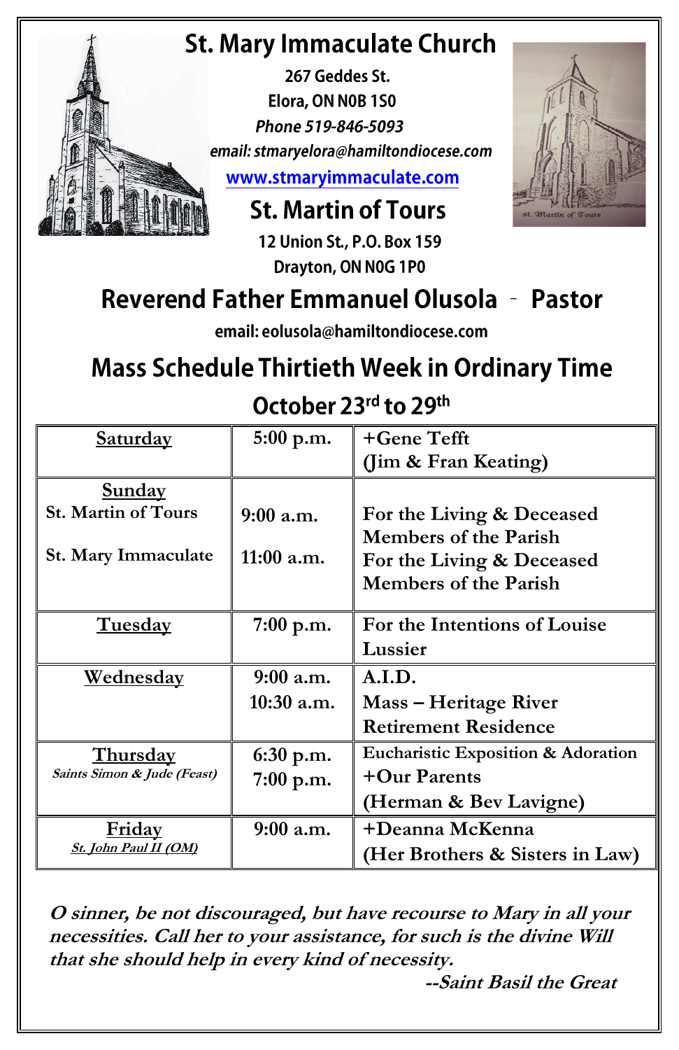# St. Mary Immaculate Church

**267 Geddes St.**
**Elora, ON N0B 1S0**
***Phone 519-846-5093***
***email: stmaryelora@hamiltondiocese.com***
**www.stmaryimmaculate.com**

## St. Martin of Tours

**12 Union St., P.O. Box 159**
**Drayton, ON N0G 1P0**

## Reverend Father Emmanuel Olusola – Pastor

**email: eolusola@hamiltondiocese.com**

## Mass Schedule Thirtieth Week in Ordinary Time

## October 23rd to 29th

| | | |
|---|---|---|
| Saturday | 5:00 p.m. | +Gene Tefft (Jim & Fran Keating) |
| Sunday<br>St. Martin of Tours<br>St. Mary Immaculate | 9:00 a.m.<br>11:00 a.m. | For the Living & Deceased Members of the Parish<br>For the Living & Deceased Members of the Parish |
| Tuesday | 7:00 p.m. | For the Intentions of Louise Lussier |
| Wednesday | 9:00 a.m.<br>10:30 a.m. | A.I.D.<br>Mass – Heritage River Retirement Residence |
| Thursday<br>*Saints Simon & Jude (Feast)* | 6:30 p.m.<br>7:00 p.m. | Eucharistic Exposition & Adoration<br>+Our Parents (Herman & Bev Lavigne) |
| Friday<br>*St. John Paul II (OM)* | 9:00 a.m. | +Deanna McKenna (Her Brothers & Sisters in Law) |

***O sinner, be not discouraged, but have recourse to Mary in all your necessities. Call her to your assistance, for such is the divine Will that she should help in every kind of necessity.***

***--Saint Basil the Great***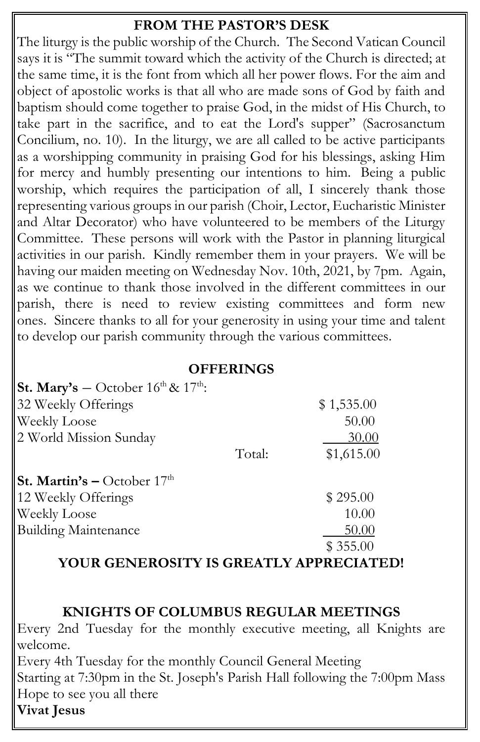## FROM THE PASTOR'S DESK

The liturgy is the public worship of the Church. The Second Vatican Council says it is "The summit toward which the activity of the Church is directed; at the same time, it is the font from which all her power flows. For the aim and object of apostolic works is that all who are made sons of God by faith and baptism should come together to praise God, in the midst of His Church, to take part in the sacrifice, and to eat the Lord's supper" (Sacrosanctum Concilium, no. 10). In the liturgy, we are all called to be active participants as a worshipping community in praising God for his blessings, asking Him for mercy and humbly presenting our intentions to him. Being a public worship, which requires the participation of all, I sincerely thank those representing various groups in our parish (Choir, Lector, Eucharistic Minister and Altar Decorator) who have volunteered to be members of the Liturgy Committee. These persons will work with the Pastor in planning liturgical activities in our parish. Kindly remember them in your prayers. We will be having our maiden meeting on Wednesday Nov. 10th, 2021, by 7pm. Again, as we continue to thank those involved in the different committees in our parish, there is need to review existing committees and form new ones. Sincere thanks to all for your generosity in using your time and talent to develop our parish community through the various committees.

## OFFERINGS

**St. Mary's** – October 16th & 17th:

| | | |
|---|---|---|
| 32 Weekly Offerings | | $ 1,535.00 |
| Weekly Loose | | 50.00 |
| 2 World Mission Sunday | | 30.00 |
| | Total: | $1,615.00 |

**St. Martin's –** October 17th

| | | |
|---|---|---|
| 12 Weekly Offerings | | $ 295.00 |
| Weekly Loose | | 10.00 |
| Building Maintenance | | 50.00 |
| | | $ 355.00 |

**YOUR GENEROSITY IS GREATLY APPRECIATED!**

## KNIGHTS OF COLUMBUS REGULAR MEETINGS

Every 2nd Tuesday for the monthly executive meeting, all Knights are welcome.

Every 4th Tuesday for the monthly Council General Meeting

Starting at 7:30pm in the St. Joseph's Parish Hall following the 7:00pm Mass

Hope to see you all there

**Vivat Jesus**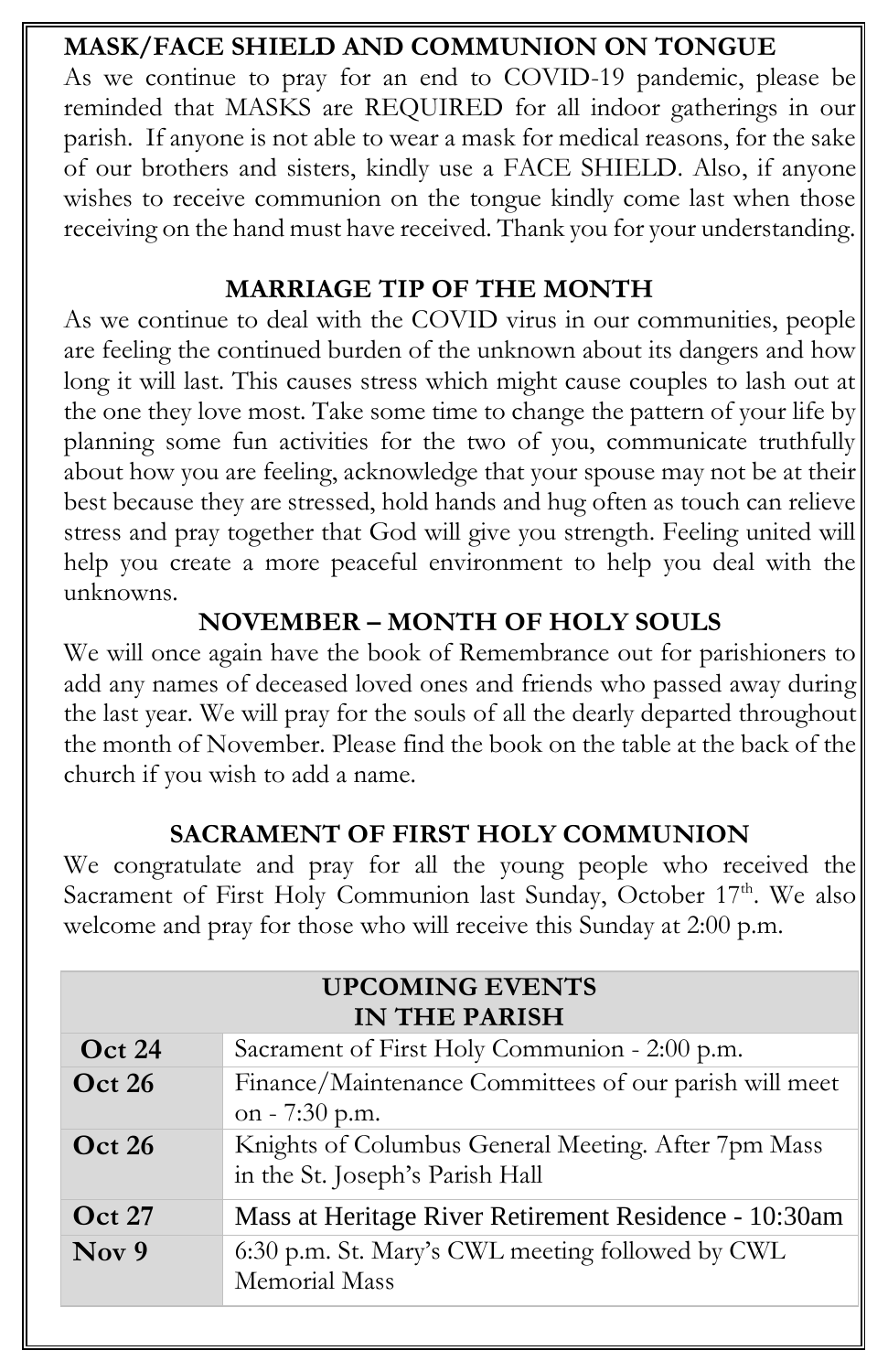## MASK/FACE SHIELD AND COMMUNION ON TONGUE

As we continue to pray for an end to COVID-19 pandemic, please be reminded that MASKS are REQUIRED for all indoor gatherings in our parish. If anyone is not able to wear a mask for medical reasons, for the sake of our brothers and sisters, kindly use a FACE SHIELD. Also, if anyone wishes to receive communion on the tongue kindly come last when those receiving on the hand must have received. Thank you for your understanding.

## MARRIAGE TIP OF THE MONTH

As we continue to deal with the COVID virus in our communities, people are feeling the continued burden of the unknown about its dangers and how long it will last. This causes stress which might cause couples to lash out at the one they love most. Take some time to change the pattern of your life by planning some fun activities for the two of you, communicate truthfully about how you are feeling, acknowledge that your spouse may not be at their best because they are stressed, hold hands and hug often as touch can relieve stress and pray together that God will give you strength. Feeling united will help you create a more peaceful environment to help you deal with the unknowns.

## NOVEMBER – MONTH OF HOLY SOULS

We will once again have the book of Remembrance out for parishioners to add any names of deceased loved ones and friends who passed away during the last year. We will pray for the souls of all the dearly departed throughout the month of November. Please find the book on the table at the back of the church if you wish to add a name.

## SACRAMENT OF FIRST HOLY COMMUNION

We congratulate and pray for all the young people who received the Sacrament of First Holy Communion last Sunday, October 17th. We also welcome and pray for those who will receive this Sunday at 2:00 p.m.

| UPCOMING EVENTS IN THE PARISH | |
|---|---|
| **Oct 24** | Sacrament of First Holy Communion - 2:00 p.m. |
| **Oct 26** | Finance/Maintenance Committees of our parish will meet on - 7:30 p.m. |
| **Oct 26** | Knights of Columbus General Meeting. After 7pm Mass in the St. Joseph's Parish Hall |
| **Oct 27** | Mass at Heritage River Retirement Residence - 10:30am |
| **Nov 9** | 6:30 p.m. St. Mary's CWL meeting followed by CWL Memorial Mass |